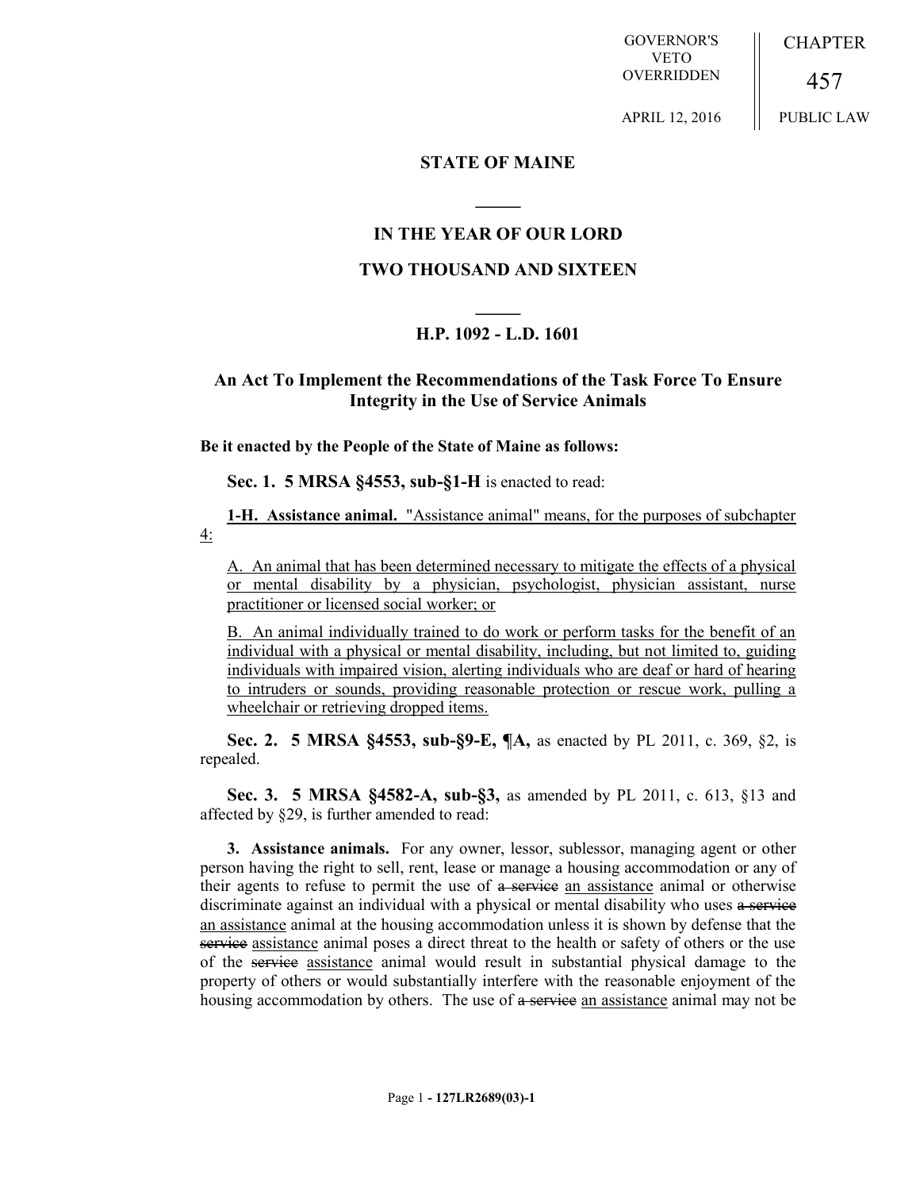GOVERNOR'S VETO OVERRIDDEN

APRIL 12, 2016

CHAPTER 457

PUBLIC LAW

## STATE OF MAINE

## IN THE YEAR OF OUR LORD

## TWO THOUSAND AND SIXTEEN

## H.P. 1092 - L.D. 1601

## An Act To Implement the Recommendations of the Task Force To Ensure Integrity in the Use of Service Animals

**Be it enacted by the People of the State of Maine as follows:**

**Sec. 1. 5 MRSA §4553, sub-§1-H** is enacted to read:

<u>**1-H. Assistance animal.** "Assistance animal" means, for the purposes of subchapter 4:</u>

<u>A. An animal that has been determined necessary to mitigate the effects of a physical or mental disability by a physician, psychologist, physician assistant, nurse practitioner or licensed social worker; or</u>

<u>B. An animal individually trained to do work or perform tasks for the benefit of an individual with a physical or mental disability, including, but not limited to, guiding individuals with impaired vision, alerting individuals who are deaf or hard of hearing to intruders or sounds, providing reasonable protection or rescue work, pulling a wheelchair or retrieving dropped items.</u>

**Sec. 2. 5 MRSA §4553, sub-§9-E, ¶A,** as enacted by PL 2011, c. 369, §2, is repealed.

**Sec. 3. 5 MRSA §4582-A, sub-§3,** as amended by PL 2011, c. 613, §13 and affected by §29, is further amended to read:

**3. Assistance animals.** For any owner, lessor, sublessor, managing agent or other person having the right to sell, rent, lease or manage a housing accommodation or any of their agents to refuse to permit the use of ~~a service~~ <u>an assistance</u> animal or otherwise discriminate against an individual with a physical or mental disability who uses ~~a service~~ <u>an assistance</u> animal at the housing accommodation unless it is shown by defense that the ~~service~~ <u>assistance</u> animal poses a direct threat to the health or safety of others or the use of the ~~service~~ <u>assistance</u> animal would result in substantial physical damage to the property of others or would substantially interfere with the reasonable enjoyment of the housing accommodation by others. The use of ~~a service~~ <u>an assistance</u> animal may not be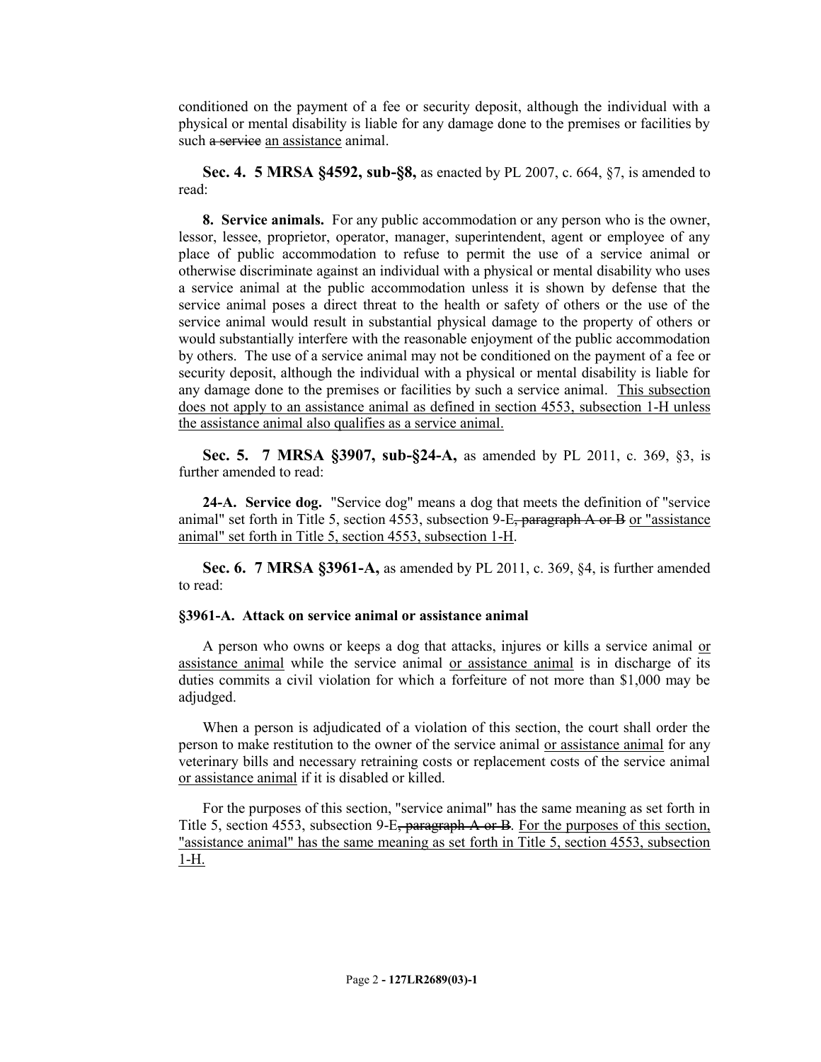conditioned on the payment of a fee or security deposit, although the individual with a physical or mental disability is liable for any damage done to the premises or facilities by such ~~a service~~ <u>an assistance</u> animal.

**Sec. 4. 5 MRSA §4592, sub-§8,** as enacted by PL 2007, c. 664, §7, is amended to read:

**8. Service animals.** For any public accommodation or any person who is the owner, lessor, lessee, proprietor, operator, manager, superintendent, agent or employee of any place of public accommodation to refuse to permit the use of a service animal or otherwise discriminate against an individual with a physical or mental disability who uses a service animal at the public accommodation unless it is shown by defense that the service animal poses a direct threat to the health or safety of others or the use of the service animal would result in substantial physical damage to the property of others or would substantially interfere with the reasonable enjoyment of the public accommodation by others. The use of a service animal may not be conditioned on the payment of a fee or security deposit, although the individual with a physical or mental disability is liable for any damage done to the premises or facilities by such a service animal. <u>This subsection does not apply to an assistance animal as defined in section 4553, subsection 1-H unless the assistance animal also qualifies as a service animal.</u>

**Sec. 5. 7 MRSA §3907, sub-§24-A,** as amended by PL 2011, c. 369, §3, is further amended to read:

**24-A. Service dog.** "Service dog" means a dog that meets the definition of "service animal" set forth in Title 5, section 4553, subsection 9-E~~, paragraph A or B~~ <u>or "assistance animal" set forth in Title 5, section 4553, subsection 1-H</u>.

**Sec. 6. 7 MRSA §3961-A,** as amended by PL 2011, c. 369, §4, is further amended to read:

**§3961-A. Attack on service animal or assistance animal**

A person who owns or keeps a dog that attacks, injures or kills a service animal <u>or assistance animal</u> while the service animal <u>or assistance animal</u> is in discharge of its duties commits a civil violation for which a forfeiture of not more than $1,000 may be adjudged.

When a person is adjudicated of a violation of this section, the court shall order the person to make restitution to the owner of the service animal <u>or assistance animal</u> for any veterinary bills and necessary retraining costs or replacement costs of the service animal <u>or assistance animal</u> if it is disabled or killed.

For the purposes of this section, "service animal" has the same meaning as set forth in Title 5, section 4553, subsection 9-E~~, paragraph A or B~~. <u>For the purposes of this section, "assistance animal" has the same meaning as set forth in Title 5, section 4553, subsection 1-H.</u>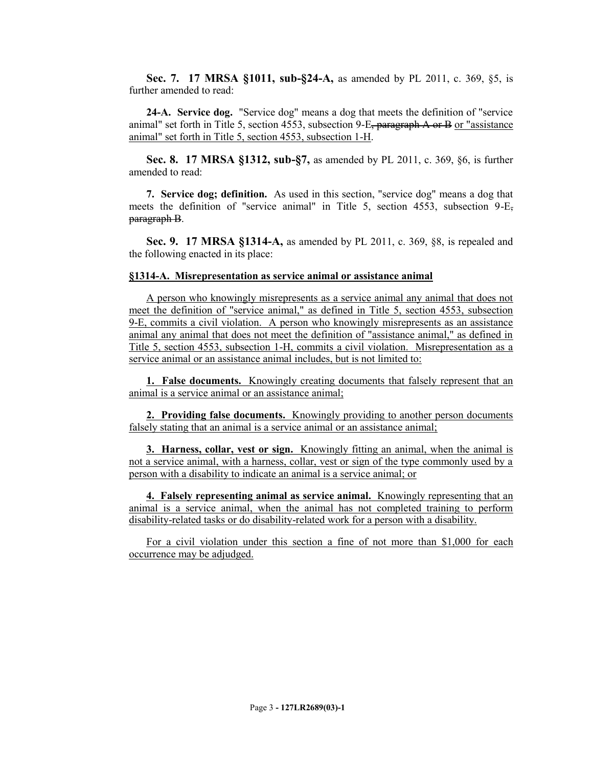**Sec. 7. 17 MRSA §1011, sub-§24-A,** as amended by PL 2011, c. 369, §5, is further amended to read:

**24-A. Service dog.** "Service dog" means a dog that meets the definition of "service animal" set forth in Title 5, section 4553, subsection 9-E~~, paragraph A or B~~ or "assistance animal" set forth in Title 5, section 4553, subsection 1-H.

**Sec. 8. 17 MRSA §1312, sub-§7,** as amended by PL 2011, c. 369, §6, is further amended to read:

**7. Service dog; definition.** As used in this section, "service dog" means a dog that meets the definition of "service animal" in Title 5, section 4553, subsection 9-E~~, paragraph B~~.

**Sec. 9. 17 MRSA §1314-A,** as amended by PL 2011, c. 369, §8, is repealed and the following enacted in its place:

**§1314-A. Misrepresentation as service animal or assistance animal**

A person who knowingly misrepresents as a service animal any animal that does not meet the definition of "service animal," as defined in Title 5, section 4553, subsection 9-E, commits a civil violation. A person who knowingly misrepresents as an assistance animal any animal that does not meet the definition of "assistance animal," as defined in Title 5, section 4553, subsection 1-H, commits a civil violation. Misrepresentation as a service animal or an assistance animal includes, but is not limited to:

**1. False documents.** Knowingly creating documents that falsely represent that an animal is a service animal or an assistance animal;

**2. Providing false documents.** Knowingly providing to another person documents falsely stating that an animal is a service animal or an assistance animal;

**3. Harness, collar, vest or sign.** Knowingly fitting an animal, when the animal is not a service animal, with a harness, collar, vest or sign of the type commonly used by a person with a disability to indicate an animal is a service animal; or

**4. Falsely representing animal as service animal.** Knowingly representing that an animal is a service animal, when the animal has not completed training to perform disability-related tasks or do disability-related work for a person with a disability.

For a civil violation under this section a fine of not more than $1,000 for each occurrence may be adjudged.